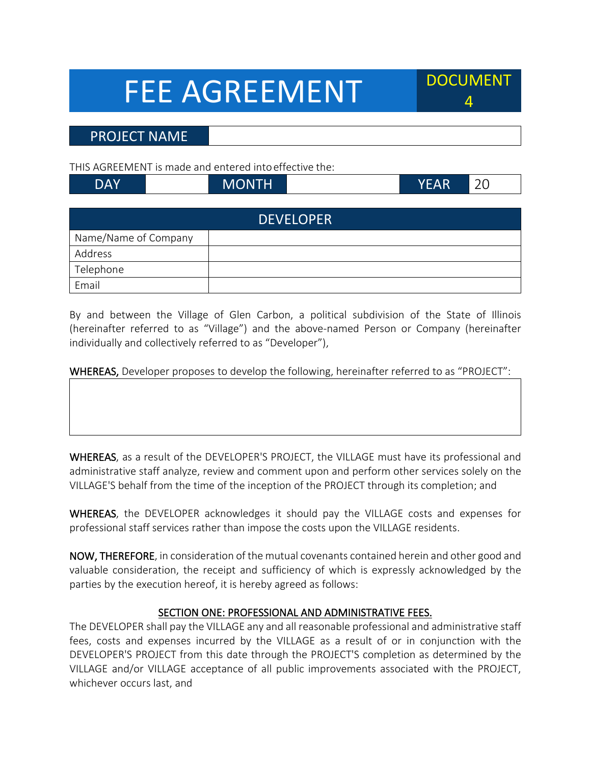# FEE AGREEMENT

DOCUMENT 4

| PROJECT NAME | |
|---|---|

THIS AGREEMENT is made and entered into effective the:

| DAY | | MONTH | | YEAR | 20 |
|---|---|---|---|---|---|

| DEVELOPER | |
|---|---|
| Name/Name of Company | |
| Address | |
| Telephone | |
| Email | |

By and between the Village of Glen Carbon, a political subdivision of the State of Illinois (hereinafter referred to as "Village") and the above-named Person or Company (hereinafter individually and collectively referred to as "Developer"),

**WHEREAS,** Developer proposes to develop the following, hereinafter referred to as "PROJECT":

| |
|---|
| |

**WHEREAS**, as a result of the DEVELOPER'S PROJECT, the VILLAGE must have its professional and administrative staff analyze, review and comment upon and perform other services solely on the VILLAGE'S behalf from the time of the inception of the PROJECT through its completion; and

**WHEREAS**, the DEVELOPER acknowledges it should pay the VILLAGE costs and expenses for professional staff services rather than impose the costs upon the VILLAGE residents.

**NOW, THEREFORE**, in consideration of the mutual covenants contained herein and other good and valuable consideration, the receipt and sufficiency of which is expressly acknowledged by the parties by the execution hereof, it is hereby agreed as follows:

## SECTION ONE: PROFESSIONAL AND ADMINISTRATIVE FEES.

The DEVELOPER shall pay the VILLAGE any and all reasonable professional and administrative staff fees, costs and expenses incurred by the VILLAGE as a result of or in conjunction with the DEVELOPER'S PROJECT from this date through the PROJECT'S completion as determined by the VILLAGE and/or VILLAGE acceptance of all public improvements associated with the PROJECT, whichever occurs last, and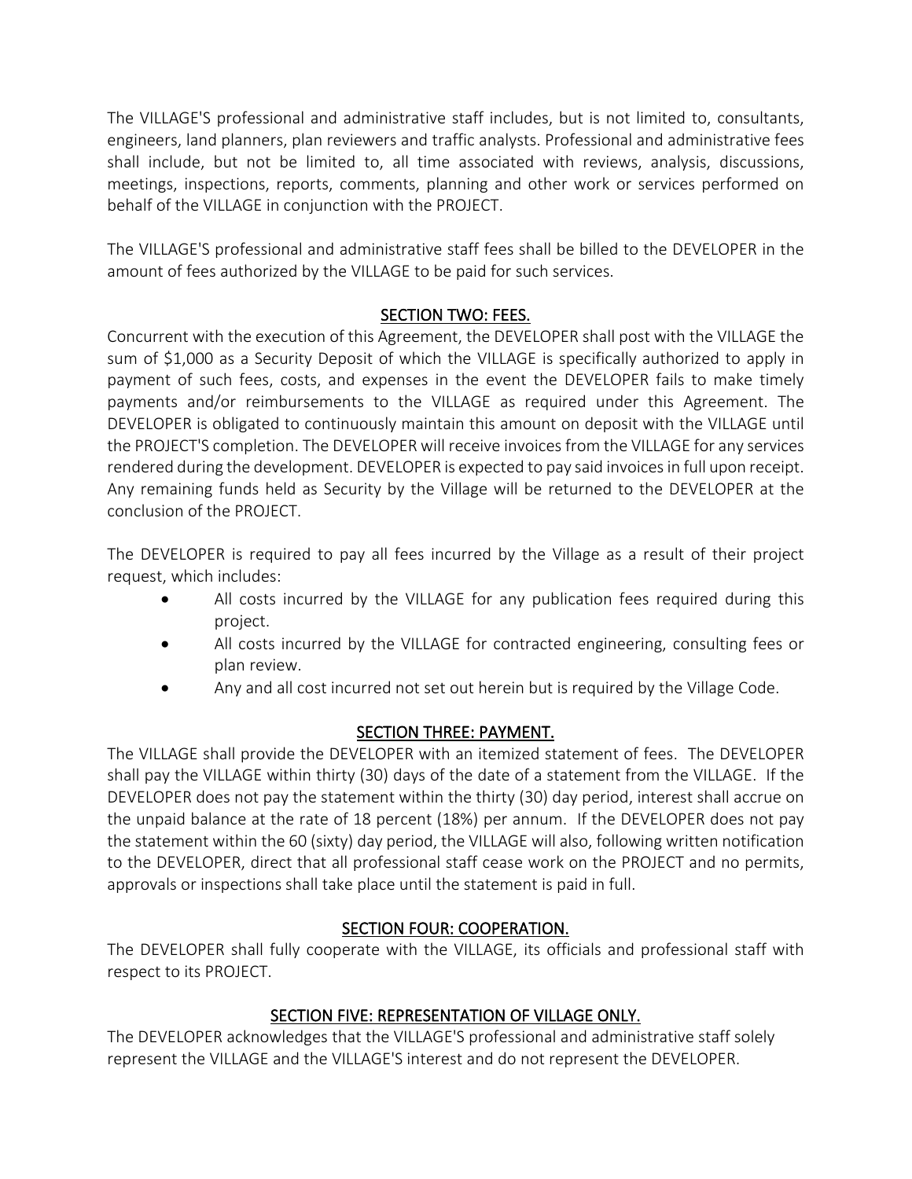The VILLAGE'S professional and administrative staff includes, but is not limited to, consultants, engineers, land planners, plan reviewers and traffic analysts. Professional and administrative fees shall include, but not be limited to, all time associated with reviews, analysis, discussions, meetings, inspections, reports, comments, planning and other work or services performed on behalf of the VILLAGE in conjunction with the PROJECT.

The VILLAGE'S professional and administrative staff fees shall be billed to the DEVELOPER in the amount of fees authorized by the VILLAGE to be paid for such services.

## SECTION TWO: FEES.

Concurrent with the execution of this Agreement, the DEVELOPER shall post with the VILLAGE the sum of $1,000 as a Security Deposit of which the VILLAGE is specifically authorized to apply in payment of such fees, costs, and expenses in the event the DEVELOPER fails to make timely payments and/or reimbursements to the VILLAGE as required under this Agreement. The DEVELOPER is obligated to continuously maintain this amount on deposit with the VILLAGE until the PROJECT'S completion. The DEVELOPER will receive invoices from the VILLAGE for any services rendered during the development. DEVELOPER is expected to pay said invoices in full upon receipt. Any remaining funds held as Security by the Village will be returned to the DEVELOPER at the conclusion of the PROJECT.

The DEVELOPER is required to pay all fees incurred by the Village as a result of their project request, which includes:

- All costs incurred by the VILLAGE for any publication fees required during this project.
- All costs incurred by the VILLAGE for contracted engineering, consulting fees or plan review.
- Any and all cost incurred not set out herein but is required by the Village Code.

## SECTION THREE: PAYMENT.

The VILLAGE shall provide the DEVELOPER with an itemized statement of fees. The DEVELOPER shall pay the VILLAGE within thirty (30) days of the date of a statement from the VILLAGE. If the DEVELOPER does not pay the statement within the thirty (30) day period, interest shall accrue on the unpaid balance at the rate of 18 percent (18%) per annum. If the DEVELOPER does not pay the statement within the 60 (sixty) day period, the VILLAGE will also, following written notification to the DEVELOPER, direct that all professional staff cease work on the PROJECT and no permits, approvals or inspections shall take place until the statement is paid in full.

## SECTION FOUR: COOPERATION.

The DEVELOPER shall fully cooperate with the VILLAGE, its officials and professional staff with respect to its PROJECT.

## SECTION FIVE: REPRESENTATION OF VILLAGE ONLY.

The DEVELOPER acknowledges that the VILLAGE'S professional and administrative staff solely represent the VILLAGE and the VILLAGE'S interest and do not represent the DEVELOPER.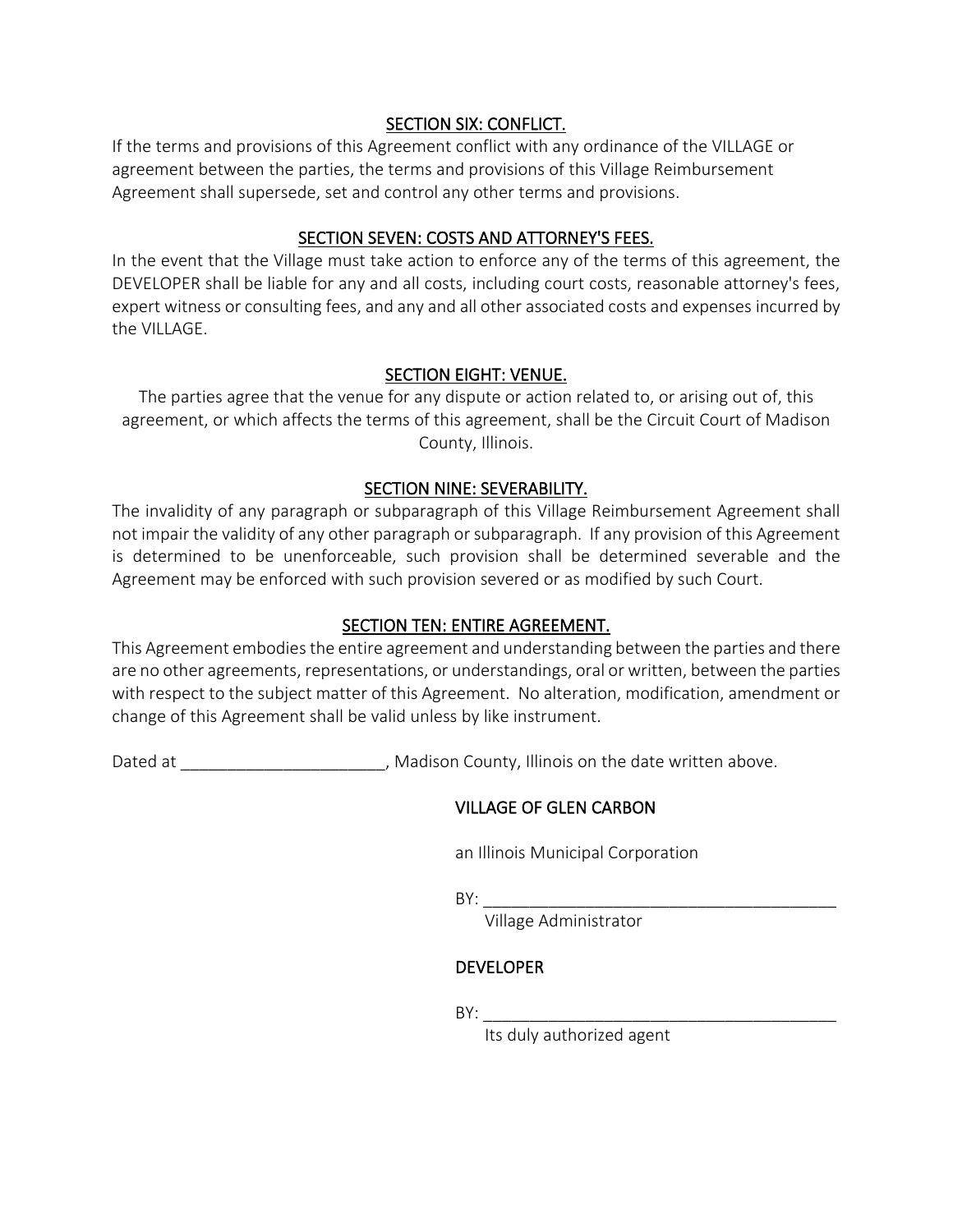## SECTION SIX: CONFLICT.

If the terms and provisions of this Agreement conflict with any ordinance of the VILLAGE or agreement between the parties, the terms and provisions of this Village Reimbursement Agreement shall supersede, set and control any other terms and provisions.

## SECTION SEVEN: COSTS AND ATTORNEY'S FEES.

In the event that the Village must take action to enforce any of the terms of this agreement, the DEVELOPER shall be liable for any and all costs, including court costs, reasonable attorney's fees, expert witness or consulting fees, and any and all other associated costs and expenses incurred by the VILLAGE.

## SECTION EIGHT: VENUE.

The parties agree that the venue for any dispute or action related to, or arising out of, this agreement, or which affects the terms of this agreement, shall be the Circuit Court of Madison County, Illinois.

## SECTION NINE: SEVERABILITY.

The invalidity of any paragraph or subparagraph of this Village Reimbursement Agreement shall not impair the validity of any other paragraph or subparagraph. If any provision of this Agreement is determined to be unenforceable, such provision shall be determined severable and the Agreement may be enforced with such provision severed or as modified by such Court.

## SECTION TEN: ENTIRE AGREEMENT.

This Agreement embodies the entire agreement and understanding between the parties and there are no other agreements, representations, or understandings, oral or written, between the parties with respect to the subject matter of this Agreement. No alteration, modification, amendment or change of this Agreement shall be valid unless by like instrument.

Dated at ______________________, Madison County, Illinois on the date written above.

VILLAGE OF GLEN CARBON

an Illinois Municipal Corporation

BY: ______________________________________
Village Administrator

DEVELOPER

BY: ______________________________________
Its duly authorized agent